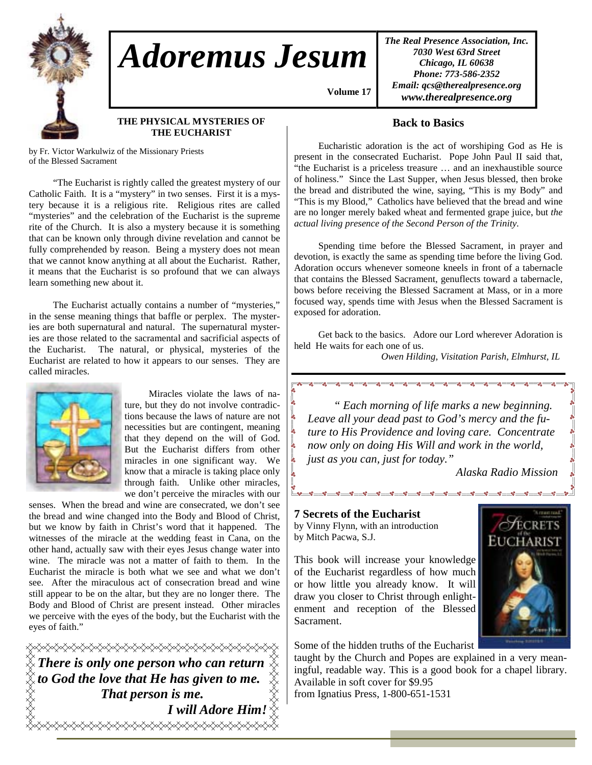# Adoremus Jesum

**Volume 17**

*The Real Presence Association, Inc.*
*7030 West 63rd Street*
*Chicago, IL 60638*
*Phone: 773-586-2352*
*Email: qcs@therealpresence.org*
*www.therealpresence.org*

## THE PHYSICAL MYSTERIES OF THE EUCHARIST

by Fr. Victor Warkulwiz of the Missionary Priests of the Blessed Sacrament

"The Eucharist is rightly called the greatest mystery of our Catholic Faith. It is a "mystery" in two senses. First it is a mystery because it is a religious rite. Religious rites are called "mysteries" and the celebration of the Eucharist is the supreme rite of the Church. It is also a mystery because it is something that can be known only through divine revelation and cannot be fully comprehended by reason. Being a mystery does not mean that we cannot know anything at all about the Eucharist. Rather, it means that the Eucharist is so profound that we can always learn something new about it.

The Eucharist actually contains a number of "mysteries," in the sense meaning things that baffle or perplex. The mysteries are both supernatural and natural. The supernatural mysteries are those related to the sacramental and sacrificial aspects of the Eucharist. The natural, or physical, mysteries of the Eucharist are related to how it appears to our senses. They are called miracles.

Miracles violate the laws of nature, but they do not involve contradictions because the laws of nature are not necessities but are contingent, meaning that they depend on the will of God. But the Eucharist differs from other miracles in one significant way. We know that a miracle is taking place only through faith. Unlike other miracles, we don't perceive the miracles with our senses. When the bread and wine are consecrated, we don't see the bread and wine changed into the Body and Blood of Christ, but we know by faith in Christ's word that it happened. The witnesses of the miracle at the wedding feast in Cana, on the other hand, actually saw with their eyes Jesus change water into wine. The miracle was not a matter of faith to them. In the Eucharist the miracle is both what we see and what we don't see. After the miraculous act of consecration bread and wine still appear to be on the altar, but they are no longer there. The Body and Blood of Christ are present instead. Other miracles we perceive with the eyes of the body, but the Eucharist with the eyes of faith."

***There is only one person who can return to God the love that He has given to me. That person is me.***
***I will Adore Him!***

## Back to Basics

Eucharistic adoration is the act of worshiping God as He is present in the consecrated Eucharist. Pope John Paul II said that, "the Eucharist is a priceless treasure … and an inexhaustible source of holiness." Since the Last Supper, when Jesus blessed, then broke the bread and distributed the wine, saying, "This is my Body" and "This is my Blood," Catholics have believed that the bread and wine are no longer merely baked wheat and fermented grape juice, but *the actual living presence of the Second Person of the Trinity.*

Spending time before the Blessed Sacrament, in prayer and devotion, is exactly the same as spending time before the living God. Adoration occurs whenever someone kneels in front of a tabernacle that contains the Blessed Sacrament, genuflects toward a tabernacle, bows before receiving the Blessed Sacrament at Mass, or in a more focused way, spends time with Jesus when the Blessed Sacrament is exposed for adoration.

Get back to the basics. Adore our Lord wherever Adoration is held He waits for each one of us.

*Owen Hilding, Visitation Parish, Elmhurst, IL*

*" Each morning of life marks a new beginning. Leave all your dead past to God's mercy and the future to His Providence and loving care. Concentrate now only on doing His Will and work in the world, just as you can, just for today."*

*Alaska Radio Mission*

## 7 Secrets of the Eucharist

by Vinny Flynn, with an introduction by Mitch Pacwa, S.J.

This book will increase your knowledge of the Eucharist regardless of how much or how little you already know. It will draw you closer to Christ through enlightenment and reception of the Blessed Sacrament.

Some of the hidden truths of the Eucharist taught by the Church and Popes are explained in a very meaningful, readable way. This is a good book for a chapel library. Available in soft cover for $9.95 from Ignatius Press, 1-800-651-1531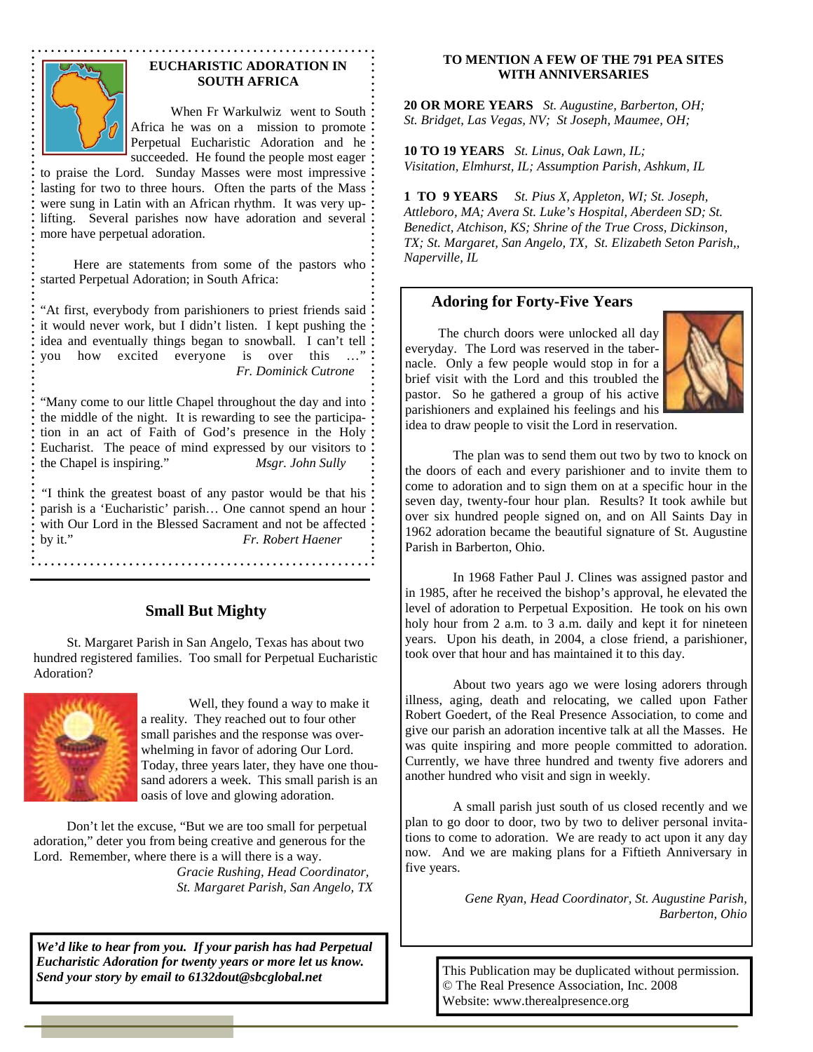## EUCHARISTIC ADORATION IN SOUTH AFRICA

When Fr Warkulwiz went to South Africa he was on a mission to promote Perpetual Eucharistic Adoration and he succeeded. He found the people most eager to praise the Lord. Sunday Masses were most impressive lasting for two to three hours. Often the parts of the Mass were sung in Latin with an African rhythm. It was very uplifting. Several parishes now have adoration and several more have perpetual adoration.

Here are statements from some of the pastors who started Perpetual Adoration; in South Africa:

"At first, everybody from parishioners to priest friends said it would never work, but I didn't listen. I kept pushing the idea and eventually things began to snowball. I can't tell you how excited everyone is over this …"

*Fr. Dominick Cutrone*

"Many come to our little Chapel throughout the day and into the middle of the night. It is rewarding to see the participation in an act of Faith of God's presence in the Holy Eucharist. The peace of mind expressed by our visitors to the Chapel is inspiring."

*Msgr. John Sully*

"I think the greatest boast of any pastor would be that his parish is a 'Eucharistic' parish… One cannot spend an hour with Our Lord in the Blessed Sacrament and not be affected by it."

*Fr. Robert Haener*

## Small But Mighty

St. Margaret Parish in San Angelo, Texas has about two hundred registered families. Too small for Perpetual Eucharistic Adoration?

Well, they found a way to make it a reality. They reached out to four other small parishes and the response was overwhelming in favor of adoring Our Lord. Today, three years later, they have one thousand adorers a week. This small parish is an oasis of love and glowing adoration.

Don't let the excuse, "But we are too small for perpetual adoration," deter you from being creative and generous for the Lord. Remember, where there is a will there is a way.

*Gracie Rushing, Head Coordinator,*
*St. Margaret Parish, San Angelo, TX*

***We'd like to hear from you. If your parish has had Perpetual Eucharistic Adoration for twenty years or more let us know. Send your story by email to 6132dout@sbcglobal.net***

## TO MENTION A FEW OF THE 791 PEA SITES WITH ANNIVERSARIES

**20 OR MORE YEARS** *St. Augustine, Barberton, OH; St. Bridget, Las Vegas, NV; St Joseph, Maumee, OH;*

**10 TO 19 YEARS** *St. Linus, Oak Lawn, IL; Visitation, Elmhurst, IL; Assumption Parish, Ashkum, IL*

**1 TO 9 YEARS** *St. Pius X, Appleton, WI; St. Joseph, Attleboro, MA; Avera St. Luke's Hospital, Aberdeen SD; St. Benedict, Atchison, KS; Shrine of the True Cross, Dickinson, TX; St. Margaret, San Angelo, TX, St. Elizabeth Seton Parish,, Naperville, IL*

## Adoring for Forty-Five Years

The church doors were unlocked all day everyday. The Lord was reserved in the tabernacle. Only a few people would stop in for a brief visit with the Lord and this troubled the pastor. So he gathered a group of his active parishioners and explained his feelings and his idea to draw people to visit the Lord in reservation.

The plan was to send them out two by two to knock on the doors of each and every parishioner and to invite them to come to adoration and to sign them on at a specific hour in the seven day, twenty-four hour plan. Results? It took awhile but over six hundred people signed on, and on All Saints Day in 1962 adoration became the beautiful signature of St. Augustine Parish in Barberton, Ohio.

In 1968 Father Paul J. Clines was assigned pastor and in 1985, after he received the bishop's approval, he elevated the level of adoration to Perpetual Exposition. He took on his own holy hour from 2 a.m. to 3 a.m. daily and kept it for nineteen years. Upon his death, in 2004, a close friend, a parishioner, took over that hour and has maintained it to this day.

About two years ago we were losing adorers through illness, aging, death and relocating, we called upon Father Robert Goedert, of the Real Presence Association, to come and give our parish an adoration incentive talk at all the Masses. He was quite inspiring and more people committed to adoration. Currently, we have three hundred and twenty five adorers and another hundred who visit and sign in weekly.

A small parish just south of us closed recently and we plan to go door to door, two by two to deliver personal invitations to come to adoration. We are ready to act upon it any day now. And we are making plans for a Fiftieth Anniversary in five years.

*Gene Ryan, Head Coordinator, St. Augustine Parish, Barberton, Ohio*

This Publication may be duplicated without permission.
© The Real Presence Association, Inc. 2008
Website: www.therealpresence.org